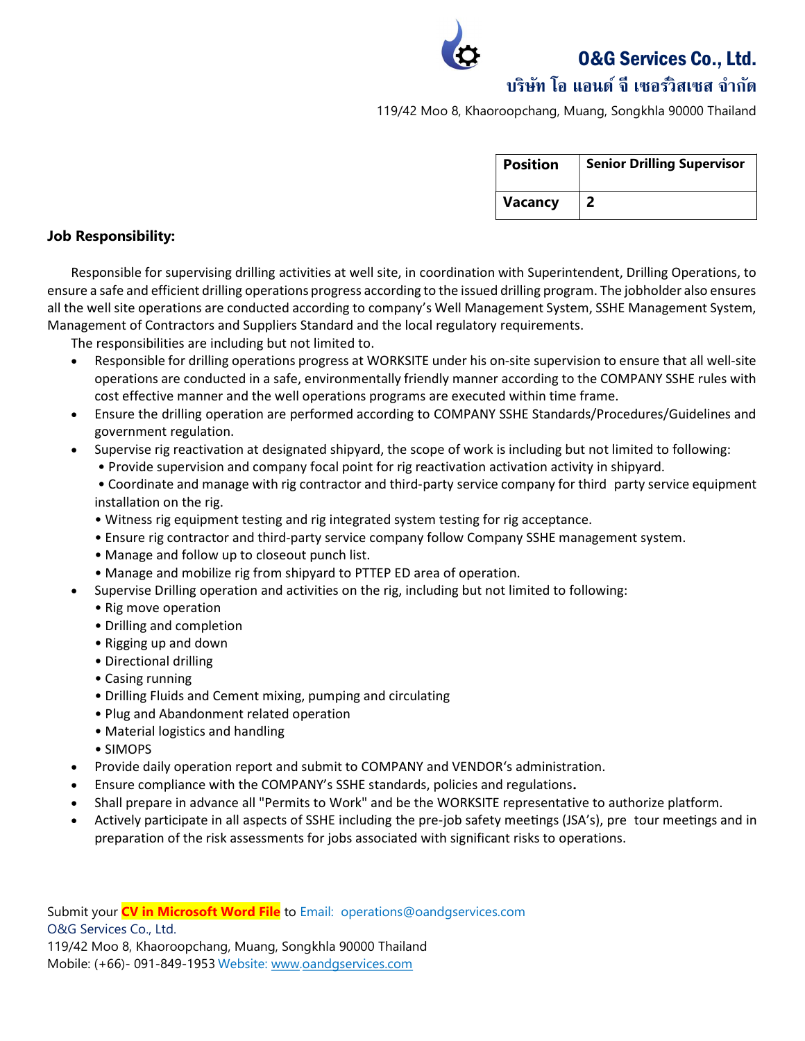**O&G Services Co., Ltd.**

**บริษัท โอ แอนด์ จี เซอร์วิสเซส จำกัด**

119/42 Moo 8, Khaoroopchang, Muang, Songkhla 90000 Thailand

| **Position** | **Senior Drilling Supervisor** |
|---|---|
| **Vacancy** | **2** |

**Job Responsibility:**

Responsible for supervising drilling activities at well site, in coordination with Superintendent, Drilling Operations, to ensure a safe and efficient drilling operations progress according to the issued drilling program. The jobholder also ensures all the well site operations are conducted according to company's Well Management System, SSHE Management System, Management of Contractors and Suppliers Standard and the local regulatory requirements.

The responsibilities are including but not limited to.

- Responsible for drilling operations progress at WORKSITE under his on-site supervision to ensure that all well-site operations are conducted in a safe, environmentally friendly manner according to the COMPANY SSHE rules with cost effective manner and the well operations programs are executed within time frame.
- Ensure the drilling operation are performed according to COMPANY SSHE Standards/Procedures/Guidelines and government regulation.
- Supervise rig reactivation at designated shipyard, the scope of work is including but not limited to following:
  - Provide supervision and company focal point for rig reactivation activation activity in shipyard.
  - Coordinate and manage with rig contractor and third-party service company for third party service equipment installation on the rig.
  - Witness rig equipment testing and rig integrated system testing for rig acceptance.
  - Ensure rig contractor and third-party service company follow Company SSHE management system.
  - Manage and follow up to closeout punch list.
  - Manage and mobilize rig from shipyard to PTTEP ED area of operation.
- Supervise Drilling operation and activities on the rig, including but not limited to following:
  - Rig move operation
  - Drilling and completion
  - Rigging up and down
  - Directional drilling
  - Casing running
  - Drilling Fluids and Cement mixing, pumping and circulating
  - Plug and Abandonment related operation
  - Material logistics and handling
  - SIMOPS
- Provide daily operation report and submit to COMPANY and VENDOR's administration.
- Ensure compliance with the COMPANY's SSHE standards, policies and regulations**.**
- Shall prepare in advance all "Permits to Work" and be the WORKSITE representative to authorize platform.
- Actively participate in all aspects of SSHE including the pre-job safety meetings (JSA's), pre tour meetings and in preparation of the risk assessments for jobs associated with significant risks to operations.

Submit your **CV in Microsoft Word File** to Email: operations@oandgservices.com

O&G Services Co., Ltd.

119/42 Moo 8, Khaoroopchang, Muang, Songkhla 90000 Thailand

Mobile: (+66)- 091-849-1953 Website: www.oandgservices.com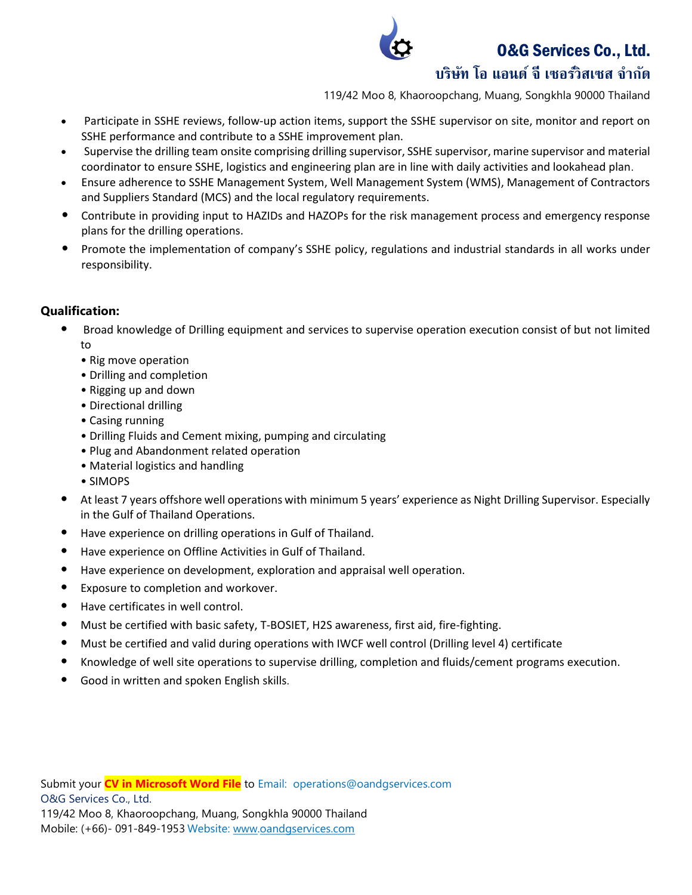- Participate in SSHE reviews, follow-up action items, support the SSHE supervisor on site, monitor and report on SSHE performance and contribute to a SSHE improvement plan.
- Supervise the drilling team onsite comprising drilling supervisor, SSHE supervisor, marine supervisor and material coordinator to ensure SSHE, logistics and engineering plan are in line with daily activities and lookahead plan.
- Ensure adherence to SSHE Management System, Well Management System (WMS), Management of Contractors and Suppliers Standard (MCS) and the local regulatory requirements.
- Contribute in providing input to HAZIDs and HAZOPs for the risk management process and emergency response plans for the drilling operations.
- Promote the implementation of company's SSHE policy, regulations and industrial standards in all works under responsibility.

**Qualification:**

- Broad knowledge of Drilling equipment and services to supervise operation execution consist of but not limited to
  - Rig move operation
  - Drilling and completion
  - Rigging up and down
  - Directional drilling
  - Casing running
  - Drilling Fluids and Cement mixing, pumping and circulating
  - Plug and Abandonment related operation
  - Material logistics and handling
  - SIMOPS
- At least 7 years offshore well operations with minimum 5 years' experience as Night Drilling Supervisor. Especially in the Gulf of Thailand Operations.
- Have experience on drilling operations in Gulf of Thailand.
- Have experience on Offline Activities in Gulf of Thailand.
- Have experience on development, exploration and appraisal well operation.
- Exposure to completion and workover.
- Have certificates in well control.
- Must be certified with basic safety, T-BOSIET, H2S awareness, first aid, fire-fighting.
- Must be certified and valid during operations with IWCF well control (Drilling level 4) certificate
- Knowledge of well site operations to supervise drilling, completion and fluids/cement programs execution.
- Good in written and spoken English skills.

Submit your **CV in Microsoft Word File** to Email: operations@oandgservices.com
O&G Services Co., Ltd.
119/42 Moo 8, Khaoroopchang, Muang, Songkhla 90000 Thailand
Mobile: (+66)- 091-849-1953 Website: www.oandgservices.com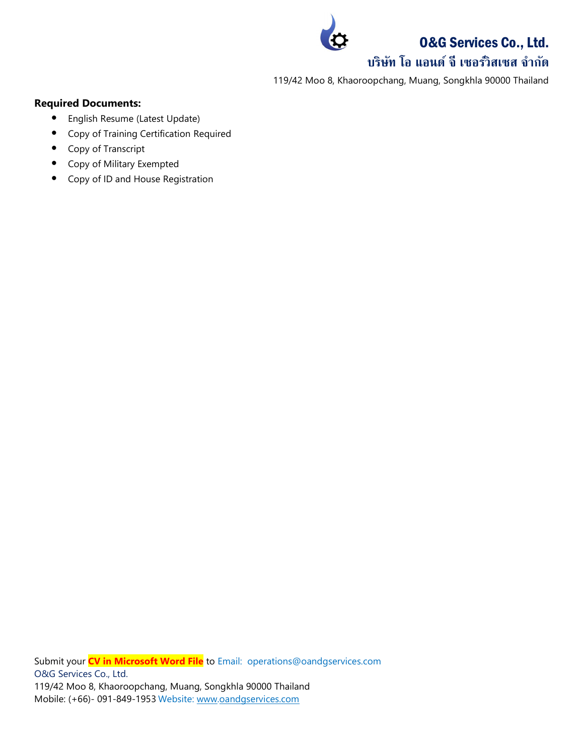**Required Documents:**

- English Resume (Latest Update)
- Copy of Training Certification Required
- Copy of Transcript
- Copy of Military Exempted
- Copy of ID and House Registration

Submit your **CV in Microsoft Word File** to Email: operations@oandgservices.com
O&G Services Co., Ltd.
119/42 Moo 8, Khaoroopchang, Muang, Songkhla 90000 Thailand
Mobile: (+66)- 091-849-1953 Website: www.oandgservices.com